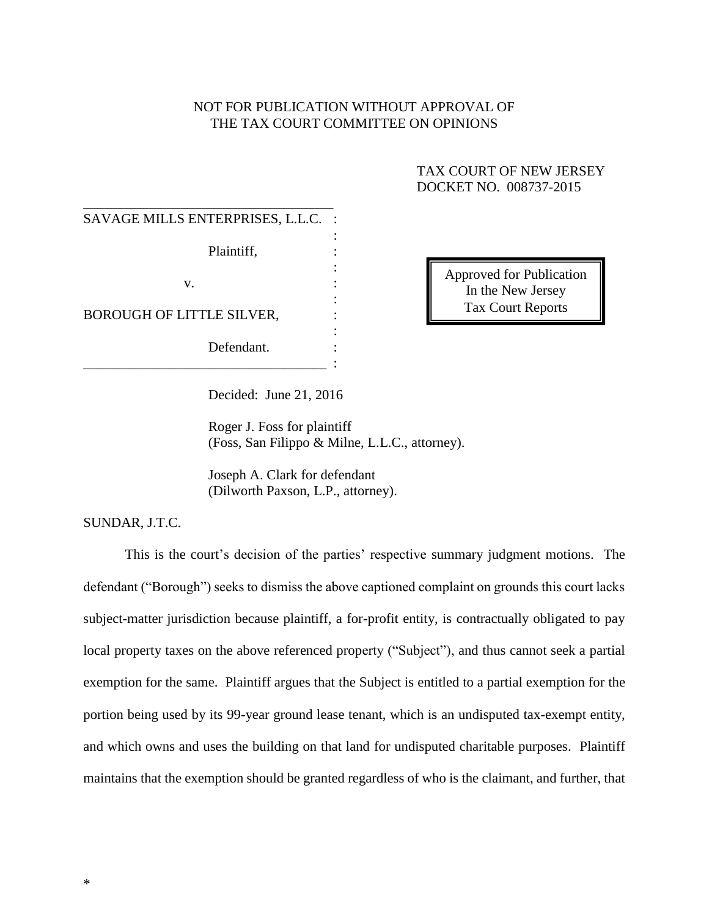NOT FOR PUBLICATION WITHOUT APPROVAL OF
THE TAX COURT COMMITTEE ON OPINIONS

TAX COURT OF NEW JERSEY
DOCKET NO. 008737-2015

SAVAGE MILLS ENTERPRISES, L.L.C.,

Plaintiff,

v.

BOROUGH OF LITTLE SILVER,

Defendant.

Approved for Publication
In the New Jersey
Tax Court Reports

Decided: June 21, 2016

Roger J. Foss for plaintiff
(Foss, San Filippo & Milne, L.L.C., attorney).

Joseph A. Clark for defendant
(Dilworth Paxson, L.P., attorney).

SUNDAR, J.T.C.

This is the court's decision of the parties' respective summary judgment motions. The defendant ("Borough") seeks to dismiss the above captioned complaint on grounds this court lacks subject-matter jurisdiction because plaintiff, a for-profit entity, is contractually obligated to pay local property taxes on the above referenced property ("Subject"), and thus cannot seek a partial exemption for the same. Plaintiff argues that the Subject is entitled to a partial exemption for the portion being used by its 99-year ground lease tenant, which is an undisputed tax-exempt entity, and which owns and uses the building on that land for undisputed charitable purposes. Plaintiff maintains that the exemption should be granted regardless of who is the claimant, and further, that

*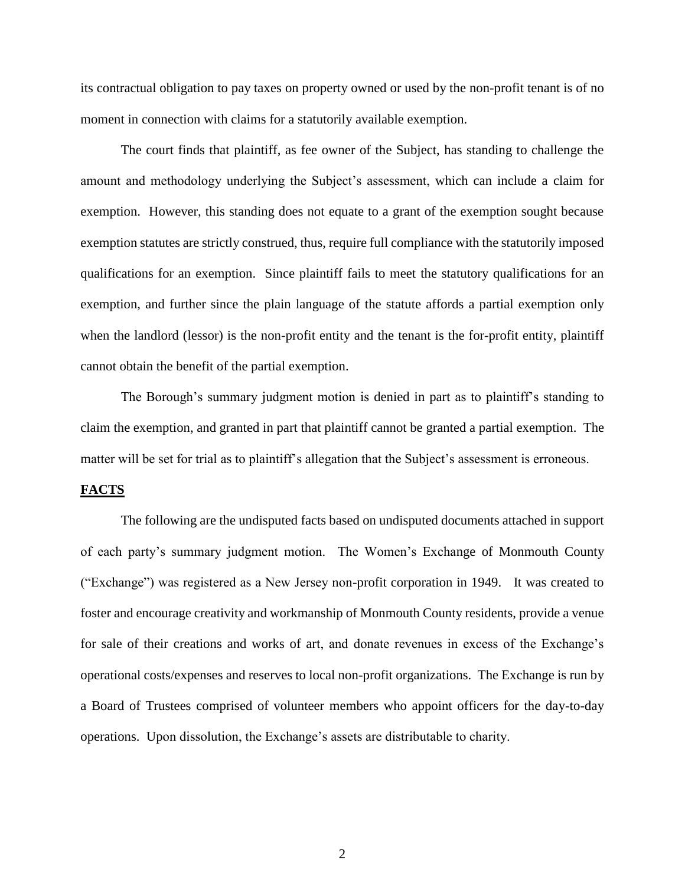its contractual obligation to pay taxes on property owned or used by the non-profit tenant is of no moment in connection with claims for a statutorily available exemption.

The court finds that plaintiff, as fee owner of the Subject, has standing to challenge the amount and methodology underlying the Subject's assessment, which can include a claim for exemption. However, this standing does not equate to a grant of the exemption sought because exemption statutes are strictly construed, thus, require full compliance with the statutorily imposed qualifications for an exemption. Since plaintiff fails to meet the statutory qualifications for an exemption, and further since the plain language of the statute affords a partial exemption only when the landlord (lessor) is the non-profit entity and the tenant is the for-profit entity, plaintiff cannot obtain the benefit of the partial exemption.

The Borough's summary judgment motion is denied in part as to plaintiff's standing to claim the exemption, and granted in part that plaintiff cannot be granted a partial exemption. The matter will be set for trial as to plaintiff's allegation that the Subject's assessment is erroneous.

## FACTS

The following are the undisputed facts based on undisputed documents attached in support of each party's summary judgment motion. The Women's Exchange of Monmouth County ("Exchange") was registered as a New Jersey non-profit corporation in 1949. It was created to foster and encourage creativity and workmanship of Monmouth County residents, provide a venue for sale of their creations and works of art, and donate revenues in excess of the Exchange's operational costs/expenses and reserves to local non-profit organizations. The Exchange is run by a Board of Trustees comprised of volunteer members who appoint officers for the day-to-day operations. Upon dissolution, the Exchange's assets are distributable to charity.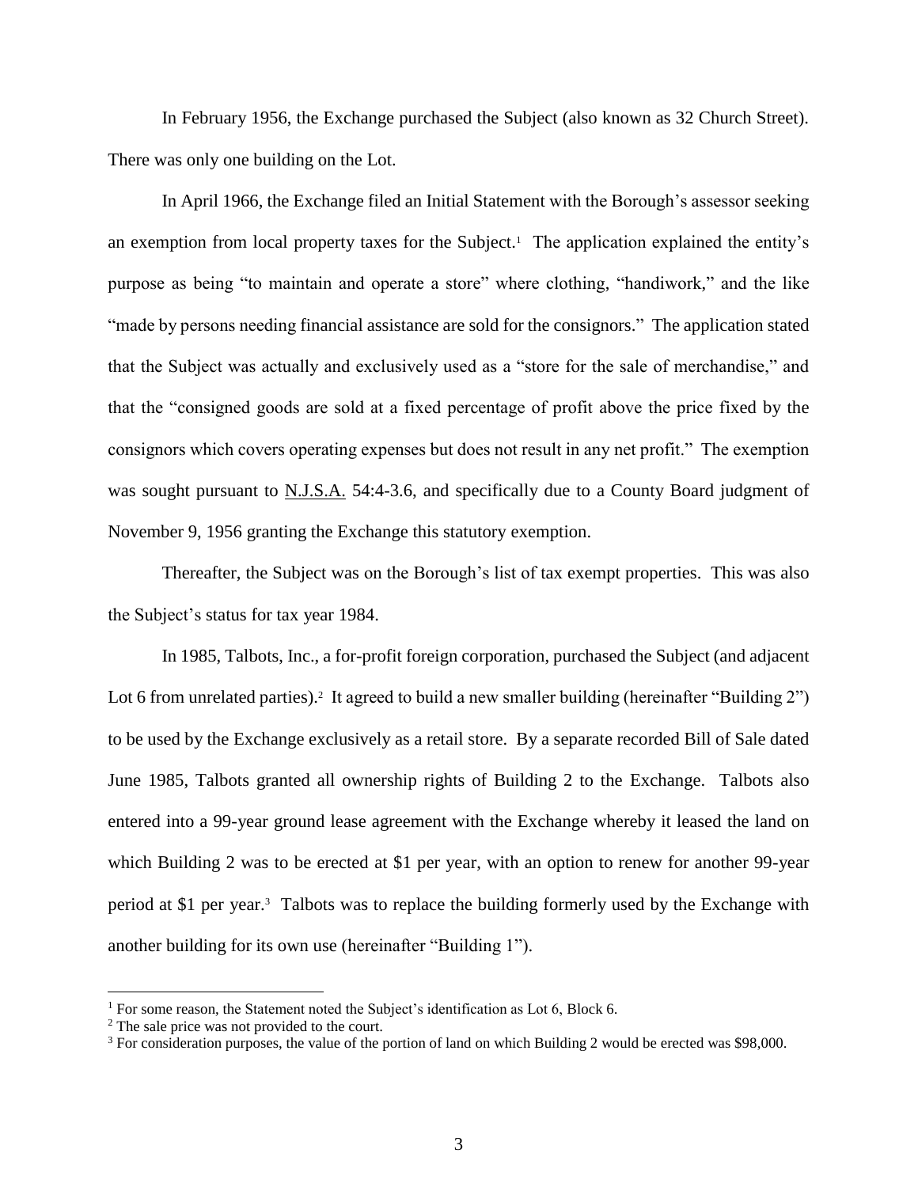In February 1956, the Exchange purchased the Subject (also known as 32 Church Street). There was only one building on the Lot.

In April 1966, the Exchange filed an Initial Statement with the Borough's assessor seeking an exemption from local property taxes for the Subject.[1] The application explained the entity's purpose as being "to maintain and operate a store" where clothing, "handiwork," and the like "made by persons needing financial assistance are sold for the consignors." The application stated that the Subject was actually and exclusively used as a "store for the sale of merchandise," and that the "consigned goods are sold at a fixed percentage of profit above the price fixed by the consignors which covers operating expenses but does not result in any net profit." The exemption was sought pursuant to N.J.S.A. 54:4-3.6, and specifically due to a County Board judgment of November 9, 1956 granting the Exchange this statutory exemption.

Thereafter, the Subject was on the Borough's list of tax exempt properties. This was also the Subject's status for tax year 1984.

In 1985, Talbots, Inc., a for-profit foreign corporation, purchased the Subject (and adjacent Lot 6 from unrelated parties).[2] It agreed to build a new smaller building (hereinafter "Building 2") to be used by the Exchange exclusively as a retail store. By a separate recorded Bill of Sale dated June 1985, Talbots granted all ownership rights of Building 2 to the Exchange. Talbots also entered into a 99-year ground lease agreement with the Exchange whereby it leased the land on which Building 2 was to be erected at $1 per year, with an option to renew for another 99-year period at $1 per year.[3] Talbots was to replace the building formerly used by the Exchange with another building for its own use (hereinafter "Building 1").

[1] For some reason, the Statement noted the Subject's identification as Lot 6, Block 6.

[2] The sale price was not provided to the court.

[3] For consideration purposes, the value of the portion of land on which Building 2 would be erected was $98,000.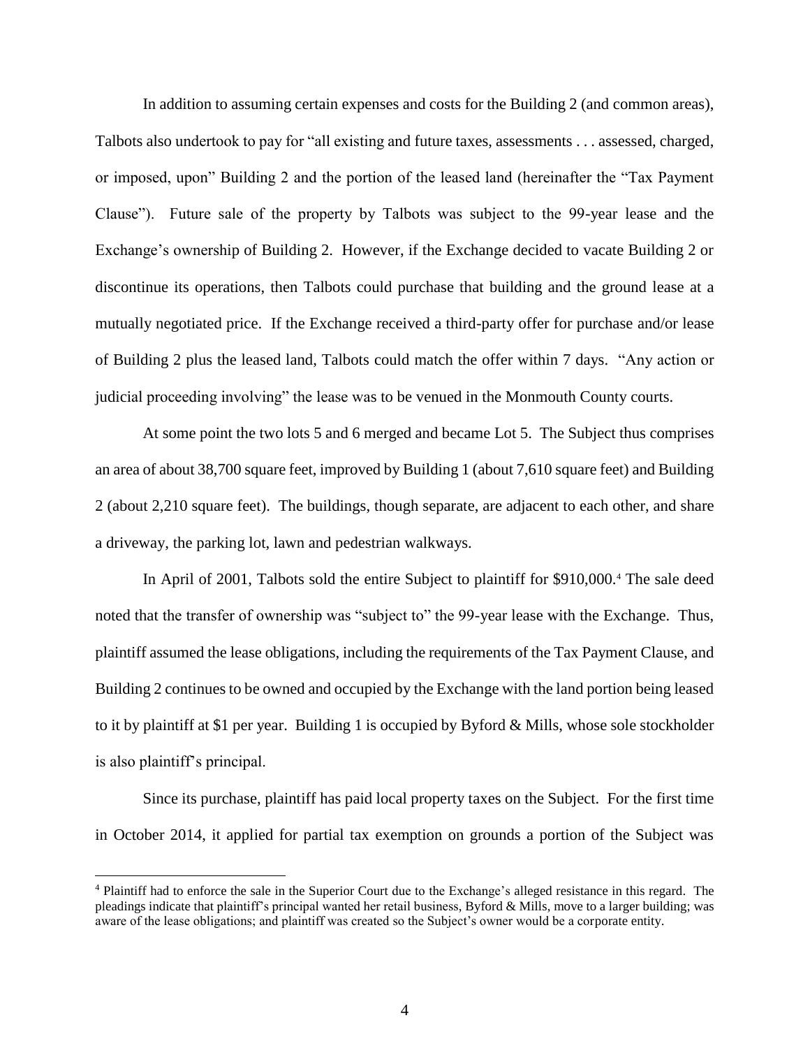In addition to assuming certain expenses and costs for the Building 2 (and common areas), Talbots also undertook to pay for "all existing and future taxes, assessments . . . assessed, charged, or imposed, upon" Building 2 and the portion of the leased land (hereinafter the "Tax Payment Clause"). Future sale of the property by Talbots was subject to the 99-year lease and the Exchange's ownership of Building 2. However, if the Exchange decided to vacate Building 2 or discontinue its operations, then Talbots could purchase that building and the ground lease at a mutually negotiated price. If the Exchange received a third-party offer for purchase and/or lease of Building 2 plus the leased land, Talbots could match the offer within 7 days. "Any action or judicial proceeding involving" the lease was to be venued in the Monmouth County courts.

At some point the two lots 5 and 6 merged and became Lot 5. The Subject thus comprises an area of about 38,700 square feet, improved by Building 1 (about 7,610 square feet) and Building 2 (about 2,210 square feet). The buildings, though separate, are adjacent to each other, and share a driveway, the parking lot, lawn and pedestrian walkways.

In April of 2001, Talbots sold the entire Subject to plaintiff for $910,000.[4] The sale deed noted that the transfer of ownership was "subject to" the 99-year lease with the Exchange. Thus, plaintiff assumed the lease obligations, including the requirements of the Tax Payment Clause, and Building 2 continues to be owned and occupied by the Exchange with the land portion being leased to it by plaintiff at $1 per year. Building 1 is occupied by Byford & Mills, whose sole stockholder is also plaintiff's principal.

Since its purchase, plaintiff has paid local property taxes on the Subject. For the first time in October 2014, it applied for partial tax exemption on grounds a portion of the Subject was

[4] Plaintiff had to enforce the sale in the Superior Court due to the Exchange's alleged resistance in this regard. The pleadings indicate that plaintiff's principal wanted her retail business, Byford & Mills, move to a larger building; was aware of the lease obligations; and plaintiff was created so the Subject's owner would be a corporate entity.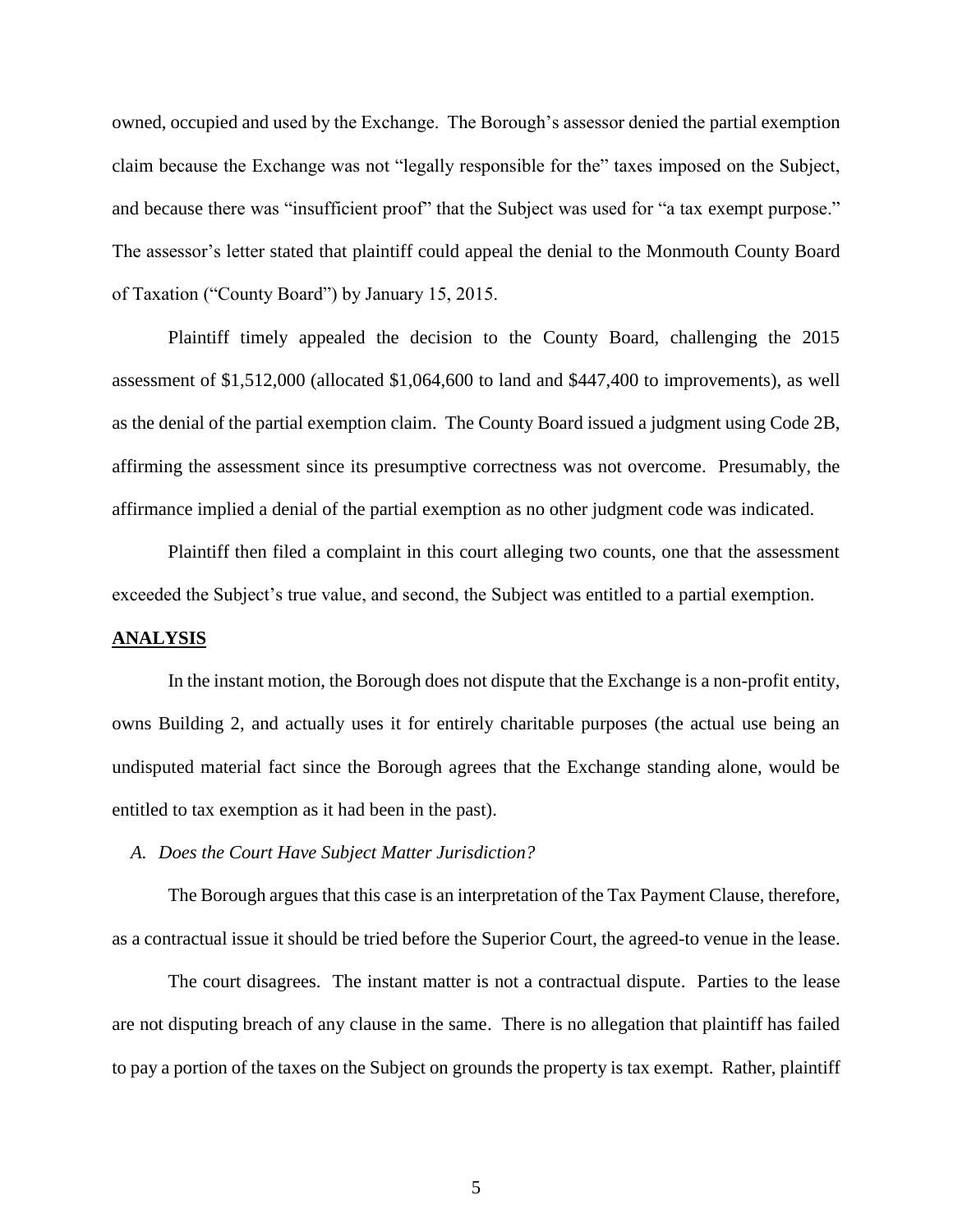owned, occupied and used by the Exchange. The Borough's assessor denied the partial exemption claim because the Exchange was not "legally responsible for the" taxes imposed on the Subject, and because there was "insufficient proof" that the Subject was used for "a tax exempt purpose." The assessor's letter stated that plaintiff could appeal the denial to the Monmouth County Board of Taxation ("County Board") by January 15, 2015.

Plaintiff timely appealed the decision to the County Board, challenging the 2015 assessment of $1,512,000 (allocated $1,064,600 to land and $447,400 to improvements), as well as the denial of the partial exemption claim. The County Board issued a judgment using Code 2B, affirming the assessment since its presumptive correctness was not overcome. Presumably, the affirmance implied a denial of the partial exemption as no other judgment code was indicated.

Plaintiff then filed a complaint in this court alleging two counts, one that the assessment exceeded the Subject's true value, and second, the Subject was entitled to a partial exemption.

**ANALYSIS**

In the instant motion, the Borough does not dispute that the Exchange is a non-profit entity, owns Building 2, and actually uses it for entirely charitable purposes (the actual use being an undisputed material fact since the Borough agrees that the Exchange standing alone, would be entitled to tax exemption as it had been in the past).

*A. Does the Court Have Subject Matter Jurisdiction?*

The Borough argues that this case is an interpretation of the Tax Payment Clause, therefore, as a contractual issue it should be tried before the Superior Court, the agreed-to venue in the lease.

The court disagrees. The instant matter is not a contractual dispute. Parties to the lease are not disputing breach of any clause in the same. There is no allegation that plaintiff has failed to pay a portion of the taxes on the Subject on grounds the property is tax exempt. Rather, plaintiff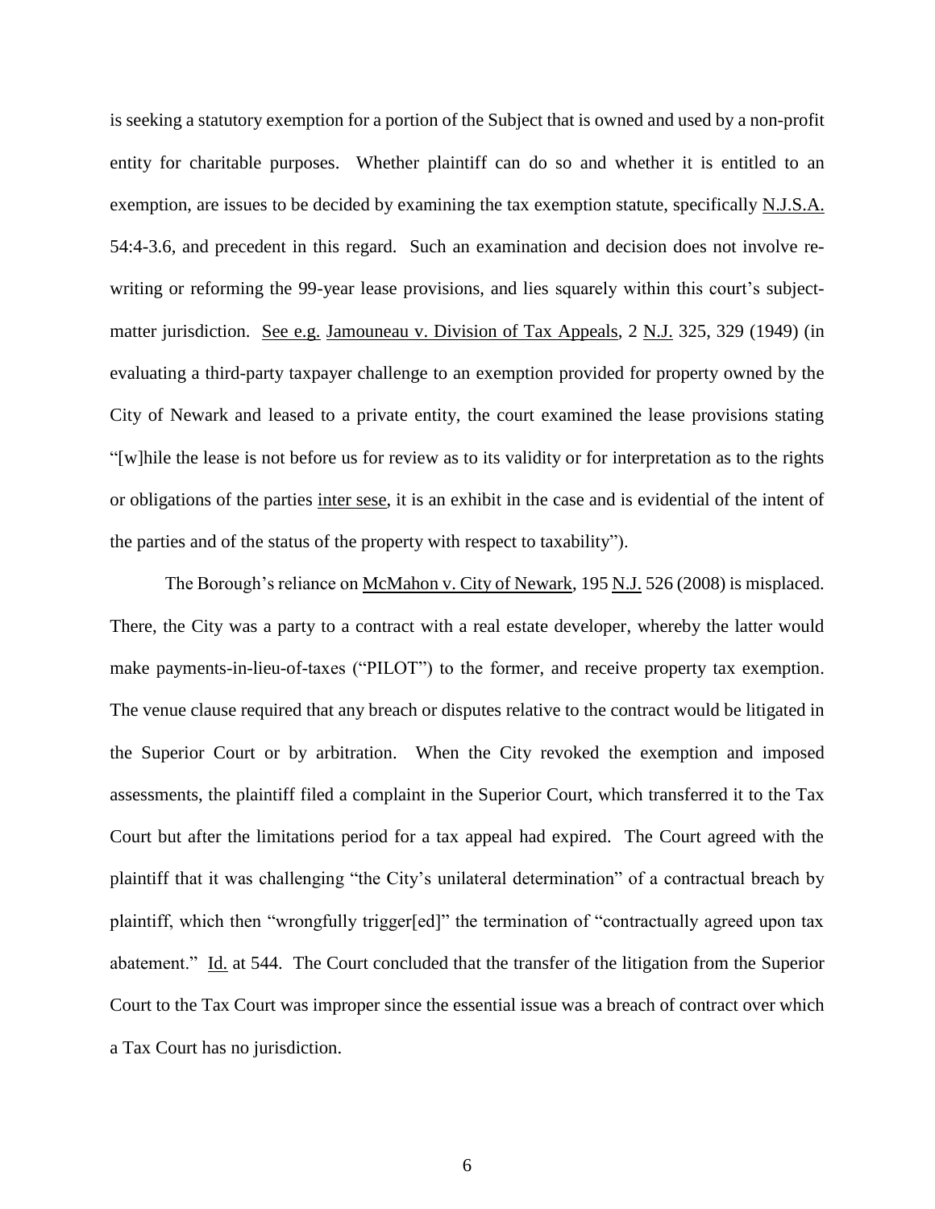is seeking a statutory exemption for a portion of the Subject that is owned and used by a non-profit entity for charitable purposes. Whether plaintiff can do so and whether it is entitled to an exemption, are issues to be decided by examining the tax exemption statute, specifically N.J.S.A. 54:4-3.6, and precedent in this regard. Such an examination and decision does not involve re-writing or reforming the 99-year lease provisions, and lies squarely within this court's subject-matter jurisdiction. See e.g. Jamouneau v. Division of Tax Appeals, 2 N.J. 325, 329 (1949) (in evaluating a third-party taxpayer challenge to an exemption provided for property owned by the City of Newark and leased to a private entity, the court examined the lease provisions stating "[w]hile the lease is not before us for review as to its validity or for interpretation as to the rights or obligations of the parties inter sese, it is an exhibit in the case and is evidential of the intent of the parties and of the status of the property with respect to taxability").

The Borough's reliance on McMahon v. City of Newark, 195 N.J. 526 (2008) is misplaced. There, the City was a party to a contract with a real estate developer, whereby the latter would make payments-in-lieu-of-taxes ("PILOT") to the former, and receive property tax exemption. The venue clause required that any breach or disputes relative to the contract would be litigated in the Superior Court or by arbitration. When the City revoked the exemption and imposed assessments, the plaintiff filed a complaint in the Superior Court, which transferred it to the Tax Court but after the limitations period for a tax appeal had expired. The Court agreed with the plaintiff that it was challenging "the City's unilateral determination" of a contractual breach by plaintiff, which then "wrongfully trigger[ed]" the termination of "contractually agreed upon tax abatement." Id. at 544. The Court concluded that the transfer of the litigation from the Superior Court to the Tax Court was improper since the essential issue was a breach of contract over which a Tax Court has no jurisdiction.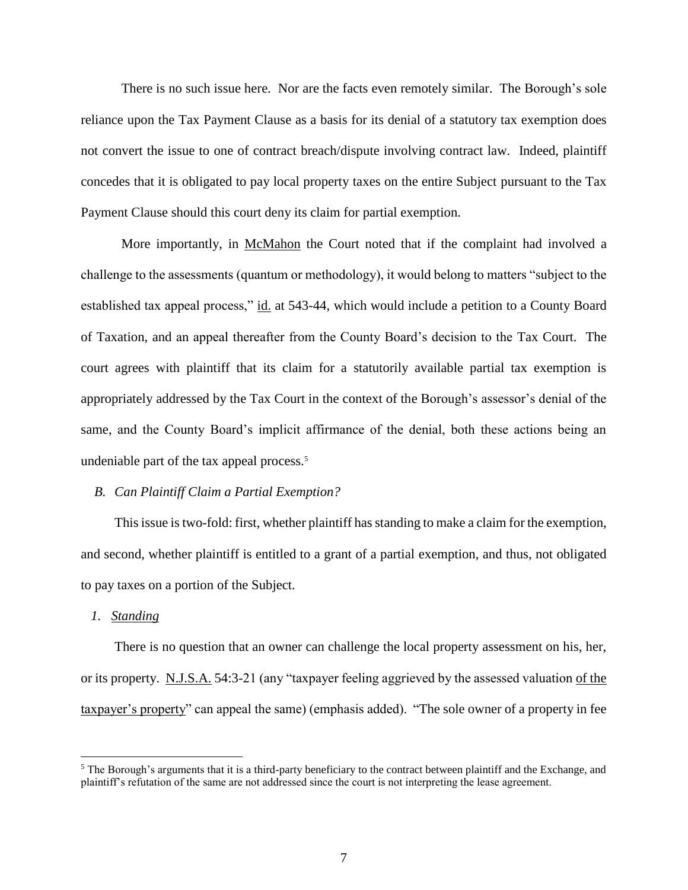There is no such issue here. Nor are the facts even remotely similar. The Borough's sole reliance upon the Tax Payment Clause as a basis for its denial of a statutory tax exemption does not convert the issue to one of contract breach/dispute involving contract law. Indeed, plaintiff concedes that it is obligated to pay local property taxes on the entire Subject pursuant to the Tax Payment Clause should this court deny its claim for partial exemption.

More importantly, in McMahon the Court noted that if the complaint had involved a challenge to the assessments (quantum or methodology), it would belong to matters "subject to the established tax appeal process," id. at 543-44, which would include a petition to a County Board of Taxation, and an appeal thereafter from the County Board's decision to the Tax Court. The court agrees with plaintiff that its claim for a statutorily available partial tax exemption is appropriately addressed by the Tax Court in the context of the Borough's assessor's denial of the same, and the County Board's implicit affirmance of the denial, both these actions being an undeniable part of the tax appeal process.[5]

*B. Can Plaintiff Claim a Partial Exemption?*

This issue is two-fold: first, whether plaintiff has standing to make a claim for the exemption, and second, whether plaintiff is entitled to a grant of a partial exemption, and thus, not obligated to pay taxes on a portion of the Subject.

*1. Standing*

There is no question that an owner can challenge the local property assessment on his, her, or its property. N.J.S.A. 54:3-21 (any "taxpayer feeling aggrieved by the assessed valuation of the taxpayer's property" can appeal the same) (emphasis added). "The sole owner of a property in fee

[5] The Borough's arguments that it is a third-party beneficiary to the contract between plaintiff and the Exchange, and plaintiff's refutation of the same are not addressed since the court is not interpreting the lease agreement.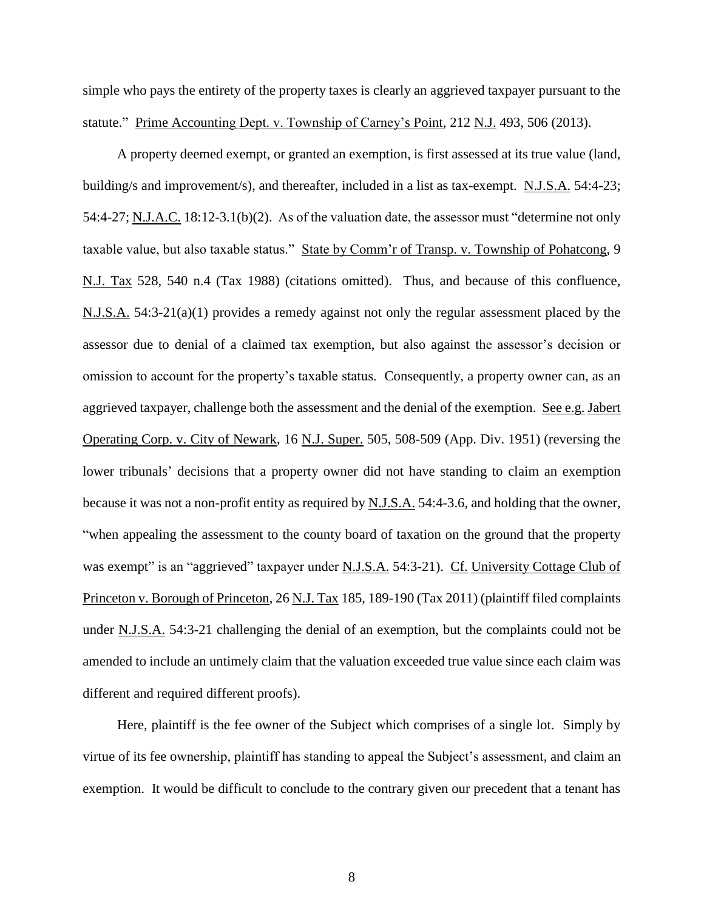simple who pays the entirety of the property taxes is clearly an aggrieved taxpayer pursuant to the statute." Prime Accounting Dept. v. Township of Carney's Point, 212 N.J. 493, 506 (2013).

A property deemed exempt, or granted an exemption, is first assessed at its true value (land, building/s and improvement/s), and thereafter, included in a list as tax-exempt. N.J.S.A. 54:4-23; 54:4-27; N.J.A.C. 18:12-3.1(b)(2). As of the valuation date, the assessor must "determine not only taxable value, but also taxable status." State by Comm'r of Transp. v. Township of Pohatcong, 9 N.J. Tax 528, 540 n.4 (Tax 1988) (citations omitted). Thus, and because of this confluence, N.J.S.A. 54:3-21(a)(1) provides a remedy against not only the regular assessment placed by the assessor due to denial of a claimed tax exemption, but also against the assessor's decision or omission to account for the property's taxable status. Consequently, a property owner can, as an aggrieved taxpayer, challenge both the assessment and the denial of the exemption. See e.g. Jabert Operating Corp. v. City of Newark, 16 N.J. Super. 505, 508-509 (App. Div. 1951) (reversing the lower tribunals' decisions that a property owner did not have standing to claim an exemption because it was not a non-profit entity as required by N.J.S.A. 54:4-3.6, and holding that the owner, "when appealing the assessment to the county board of taxation on the ground that the property was exempt" is an "aggrieved" taxpayer under N.J.S.A. 54:3-21). Cf. University Cottage Club of Princeton v. Borough of Princeton, 26 N.J. Tax 185, 189-190 (Tax 2011) (plaintiff filed complaints under N.J.S.A. 54:3-21 challenging the denial of an exemption, but the complaints could not be amended to include an untimely claim that the valuation exceeded true value since each claim was different and required different proofs).

Here, plaintiff is the fee owner of the Subject which comprises of a single lot. Simply by virtue of its fee ownership, plaintiff has standing to appeal the Subject's assessment, and claim an exemption. It would be difficult to conclude to the contrary given our precedent that a tenant has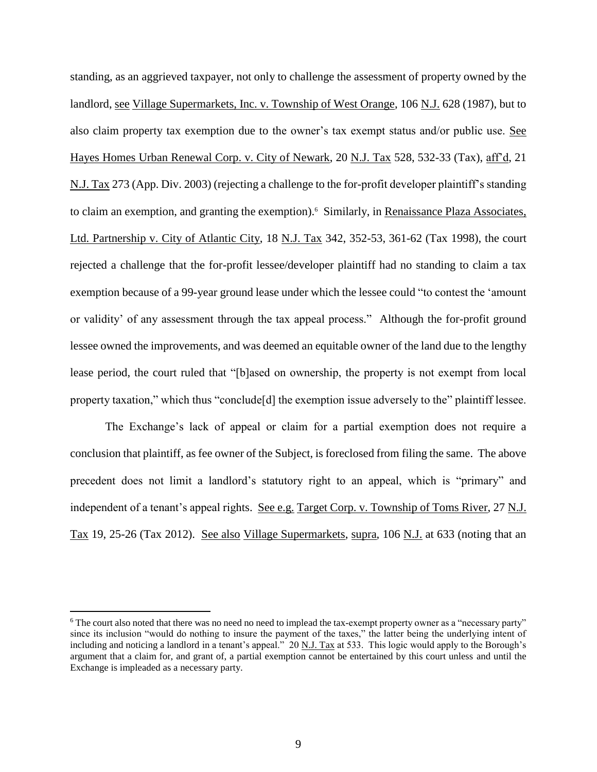standing, as an aggrieved taxpayer, not only to challenge the assessment of property owned by the landlord, see Village Supermarkets, Inc. v. Township of West Orange, 106 N.J. 628 (1987), but to also claim property tax exemption due to the owner's tax exempt status and/or public use. See Hayes Homes Urban Renewal Corp. v. City of Newark, 20 N.J. Tax 528, 532-33 (Tax), aff'd, 21 N.J. Tax 273 (App. Div. 2003) (rejecting a challenge to the for-profit developer plaintiff's standing to claim an exemption, and granting the exemption).[6] Similarly, in Renaissance Plaza Associates, Ltd. Partnership v. City of Atlantic City, 18 N.J. Tax 342, 352-53, 361-62 (Tax 1998), the court rejected a challenge that the for-profit lessee/developer plaintiff had no standing to claim a tax exemption because of a 99-year ground lease under which the lessee could "to contest the 'amount or validity' of any assessment through the tax appeal process." Although the for-profit ground lessee owned the improvements, and was deemed an equitable owner of the land due to the lengthy lease period, the court ruled that "[b]ased on ownership, the property is not exempt from local property taxation," which thus "conclude[d] the exemption issue adversely to the" plaintiff lessee.

The Exchange's lack of appeal or claim for a partial exemption does not require a conclusion that plaintiff, as fee owner of the Subject, is foreclosed from filing the same. The above precedent does not limit a landlord's statutory right to an appeal, which is "primary" and independent of a tenant's appeal rights. See e.g. Target Corp. v. Township of Toms River, 27 N.J. Tax 19, 25-26 (Tax 2012). See also Village Supermarkets, supra, 106 N.J. at 633 (noting that an

---

[6] The court also noted that there was no need no need to implead the tax-exempt property owner as a "necessary party" since its inclusion "would do nothing to insure the payment of the taxes," the latter being the underlying intent of including and noticing a landlord in a tenant's appeal." 20 N.J. Tax at 533. This logic would apply to the Borough's argument that a claim for, and grant of, a partial exemption cannot be entertained by this court unless and until the Exchange is impleaded as a necessary party.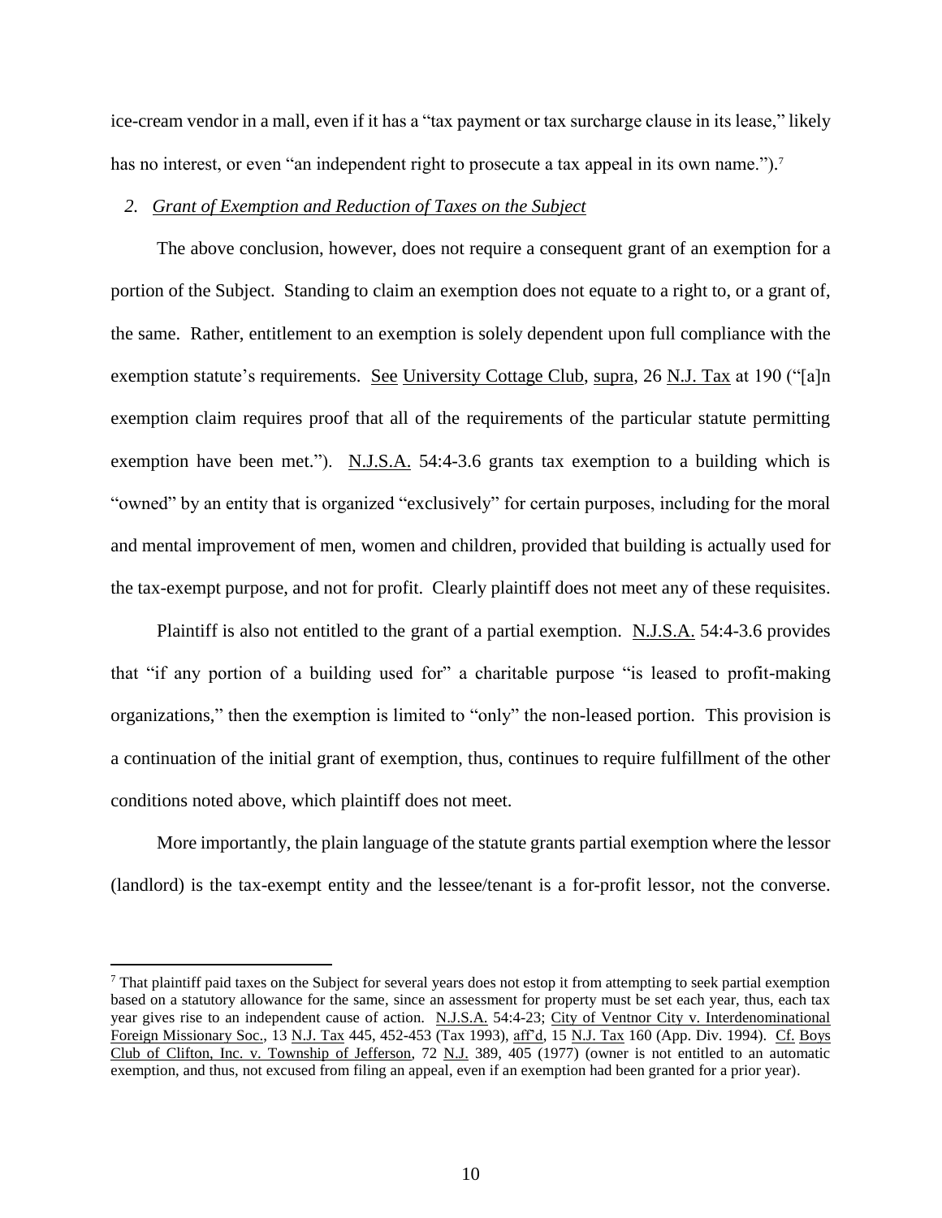ice-cream vendor in a mall, even if it has a "tax payment or tax surcharge clause in its lease," likely has no interest, or even "an independent right to prosecute a tax appeal in its own name.").[7]

*2. Grant of Exemption and Reduction of Taxes on the Subject*

The above conclusion, however, does not require a consequent grant of an exemption for a portion of the Subject. Standing to claim an exemption does not equate to a right to, or a grant of, the same. Rather, entitlement to an exemption is solely dependent upon full compliance with the exemption statute's requirements. See University Cottage Club, supra, 26 N.J. Tax at 190 ("[a]n exemption claim requires proof that all of the requirements of the particular statute permitting exemption have been met."). N.J.S.A. 54:4-3.6 grants tax exemption to a building which is "owned" by an entity that is organized "exclusively" for certain purposes, including for the moral and mental improvement of men, women and children, provided that building is actually used for the tax-exempt purpose, and not for profit. Clearly plaintiff does not meet any of these requisites.

Plaintiff is also not entitled to the grant of a partial exemption. N.J.S.A. 54:4-3.6 provides that "if any portion of a building used for" a charitable purpose "is leased to profit-making organizations," then the exemption is limited to "only" the non-leased portion. This provision is a continuation of the initial grant of exemption, thus, continues to require fulfillment of the other conditions noted above, which plaintiff does not meet.

More importantly, the plain language of the statute grants partial exemption where the lessor (landlord) is the tax-exempt entity and the lessee/tenant is a for-profit lessor, not the converse.

[7] That plaintiff paid taxes on the Subject for several years does not estop it from attempting to seek partial exemption based on a statutory allowance for the same, since an assessment for property must be set each year, thus, each tax year gives rise to an independent cause of action. N.J.S.A. 54:4-23; City of Ventnor City v. Interdenominational Foreign Missionary Soc., 13 N.J. Tax 445, 452-453 (Tax 1993), aff'd, 15 N.J. Tax 160 (App. Div. 1994). Cf. Boys Club of Clifton, Inc. v. Township of Jefferson, 72 N.J. 389, 405 (1977) (owner is not entitled to an automatic exemption, and thus, not excused from filing an appeal, even if an exemption had been granted for a prior year).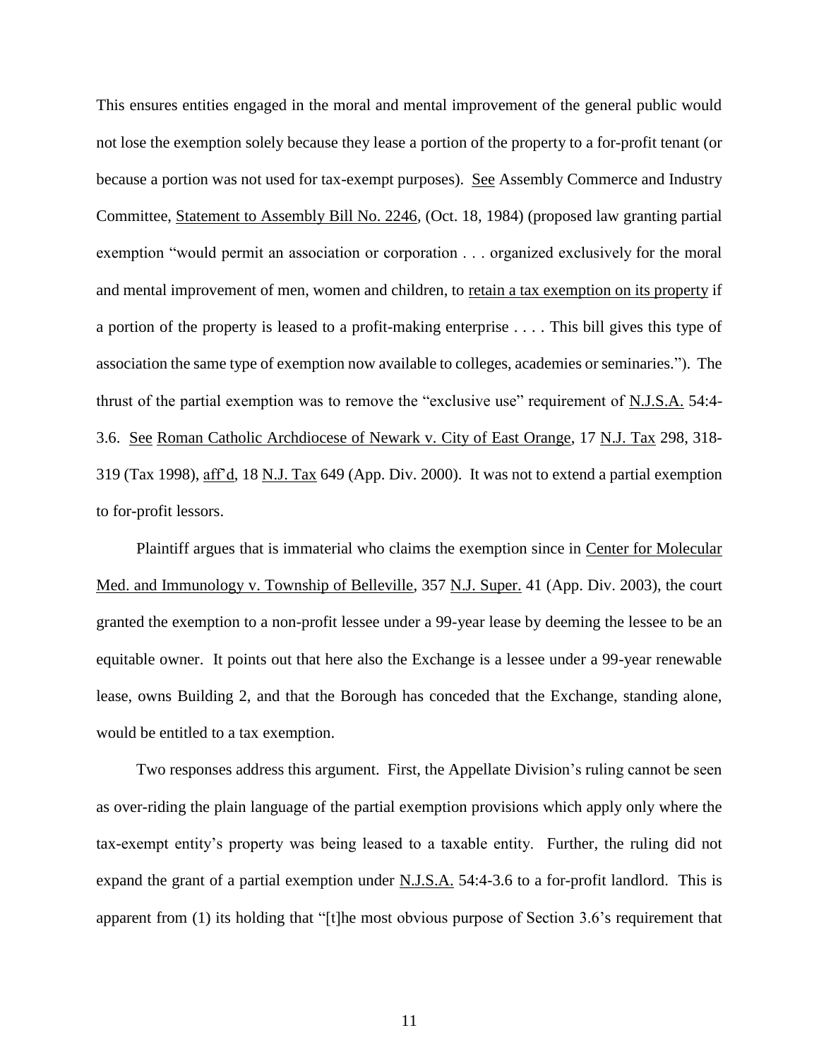This ensures entities engaged in the moral and mental improvement of the general public would not lose the exemption solely because they lease a portion of the property to a for-profit tenant (or because a portion was not used for tax-exempt purposes). See Assembly Commerce and Industry Committee, Statement to Assembly Bill No. 2246, (Oct. 18, 1984) (proposed law granting partial exemption "would permit an association or corporation . . . organized exclusively for the moral and mental improvement of men, women and children, to retain a tax exemption on its property if a portion of the property is leased to a profit-making enterprise . . . . This bill gives this type of association the same type of exemption now available to colleges, academies or seminaries."). The thrust of the partial exemption was to remove the "exclusive use" requirement of N.J.S.A. 54:4-3.6. See Roman Catholic Archdiocese of Newark v. City of East Orange, 17 N.J. Tax 298, 318-319 (Tax 1998), aff'd, 18 N.J. Tax 649 (App. Div. 2000). It was not to extend a partial exemption to for-profit lessors.

Plaintiff argues that is immaterial who claims the exemption since in Center for Molecular Med. and Immunology v. Township of Belleville, 357 N.J. Super. 41 (App. Div. 2003), the court granted the exemption to a non-profit lessee under a 99-year lease by deeming the lessee to be an equitable owner. It points out that here also the Exchange is a lessee under a 99-year renewable lease, owns Building 2, and that the Borough has conceded that the Exchange, standing alone, would be entitled to a tax exemption.

Two responses address this argument. First, the Appellate Division's ruling cannot be seen as over-riding the plain language of the partial exemption provisions which apply only where the tax-exempt entity's property was being leased to a taxable entity. Further, the ruling did not expand the grant of a partial exemption under N.J.S.A. 54:4-3.6 to a for-profit landlord. This is apparent from (1) its holding that "[t]he most obvious purpose of Section 3.6's requirement that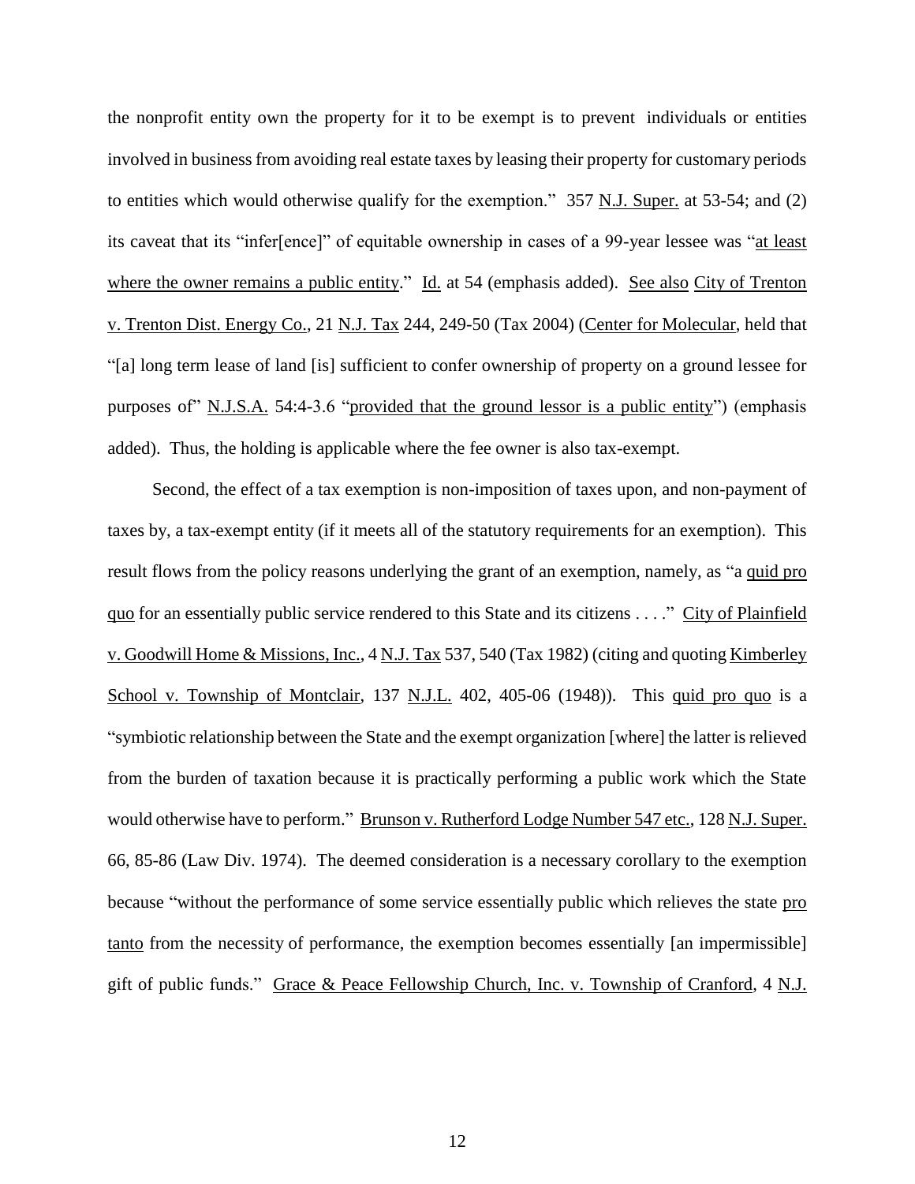the nonprofit entity own the property for it to be exempt is to prevent individuals or entities involved in business from avoiding real estate taxes by leasing their property for customary periods to entities which would otherwise qualify for the exemption." 357 N.J. Super. at 53-54; and (2) its caveat that its "infer[ence]" of equitable ownership in cases of a 99-year lessee was "at least where the owner remains a public entity." Id. at 54 (emphasis added). See also City of Trenton v. Trenton Dist. Energy Co., 21 N.J. Tax 244, 249-50 (Tax 2004) (Center for Molecular, held that "[a] long term lease of land [is] sufficient to confer ownership of property on a ground lessee for purposes of" N.J.S.A. 54:4-3.6 "provided that the ground lessor is a public entity") (emphasis added). Thus, the holding is applicable where the fee owner is also tax-exempt.

Second, the effect of a tax exemption is non-imposition of taxes upon, and non-payment of taxes by, a tax-exempt entity (if it meets all of the statutory requirements for an exemption). This result flows from the policy reasons underlying the grant of an exemption, namely, as "a quid pro quo for an essentially public service rendered to this State and its citizens . . . ." City of Plainfield v. Goodwill Home & Missions, Inc., 4 N.J. Tax 537, 540 (Tax 1982) (citing and quoting Kimberley School v. Township of Montclair, 137 N.J.L. 402, 405-06 (1948)). This quid pro quo is a "symbiotic relationship between the State and the exempt organization [where] the latter is relieved from the burden of taxation because it is practically performing a public work which the State would otherwise have to perform." Brunson v. Rutherford Lodge Number 547 etc., 128 N.J. Super. 66, 85-86 (Law Div. 1974). The deemed consideration is a necessary corollary to the exemption because "without the performance of some service essentially public which relieves the state pro tanto from the necessity of performance, the exemption becomes essentially [an impermissible] gift of public funds." Grace & Peace Fellowship Church, Inc. v. Township of Cranford, 4 N.J.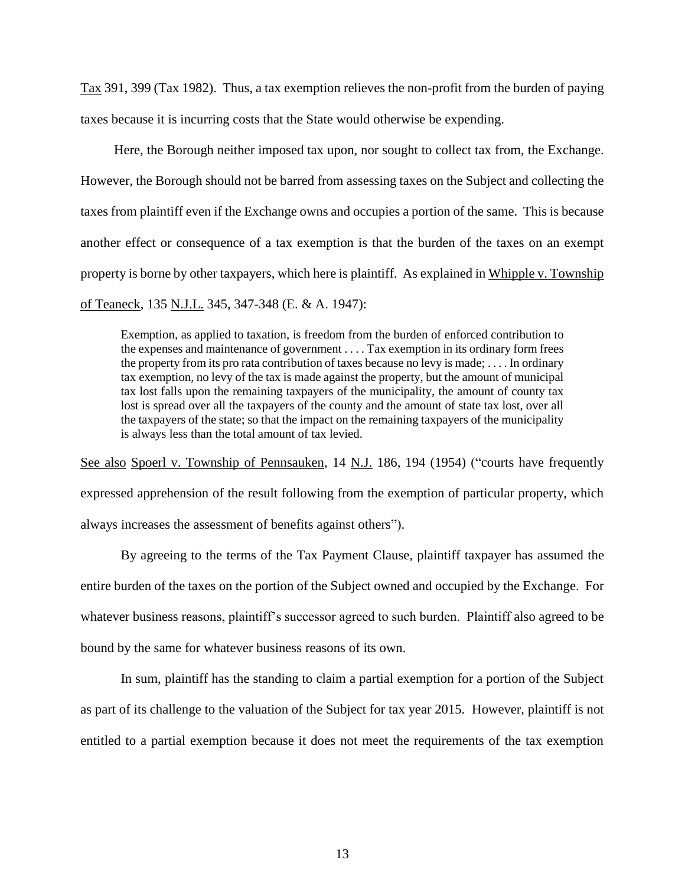Tax 391, 399 (Tax 1982). Thus, a tax exemption relieves the non-profit from the burden of paying taxes because it is incurring costs that the State would otherwise be expending.

Here, the Borough neither imposed tax upon, nor sought to collect tax from, the Exchange. However, the Borough should not be barred from assessing taxes on the Subject and collecting the taxes from plaintiff even if the Exchange owns and occupies a portion of the same. This is because another effect or consequence of a tax exemption is that the burden of the taxes on an exempt property is borne by other taxpayers, which here is plaintiff. As explained in Whipple v. Township of Teaneck, 135 N.J.L. 345, 347-348 (E. & A. 1947):

> Exemption, as applied to taxation, is freedom from the burden of enforced contribution to the expenses and maintenance of government . . . . Tax exemption in its ordinary form frees the property from its pro rata contribution of taxes because no levy is made; . . . . In ordinary tax exemption, no levy of the tax is made against the property, but the amount of municipal tax lost falls upon the remaining taxpayers of the municipality, the amount of county tax lost is spread over all the taxpayers of the county and the amount of state tax lost, over all the taxpayers of the state; so that the impact on the remaining taxpayers of the municipality is always less than the total amount of tax levied.

See also Spoerl v. Township of Pennsauken, 14 N.J. 186, 194 (1954) ("courts have frequently expressed apprehension of the result following from the exemption of particular property, which always increases the assessment of benefits against others").

By agreeing to the terms of the Tax Payment Clause, plaintiff taxpayer has assumed the entire burden of the taxes on the portion of the Subject owned and occupied by the Exchange. For whatever business reasons, plaintiff's successor agreed to such burden. Plaintiff also agreed to be bound by the same for whatever business reasons of its own.

In sum, plaintiff has the standing to claim a partial exemption for a portion of the Subject as part of its challenge to the valuation of the Subject for tax year 2015. However, plaintiff is not entitled to a partial exemption because it does not meet the requirements of the tax exemption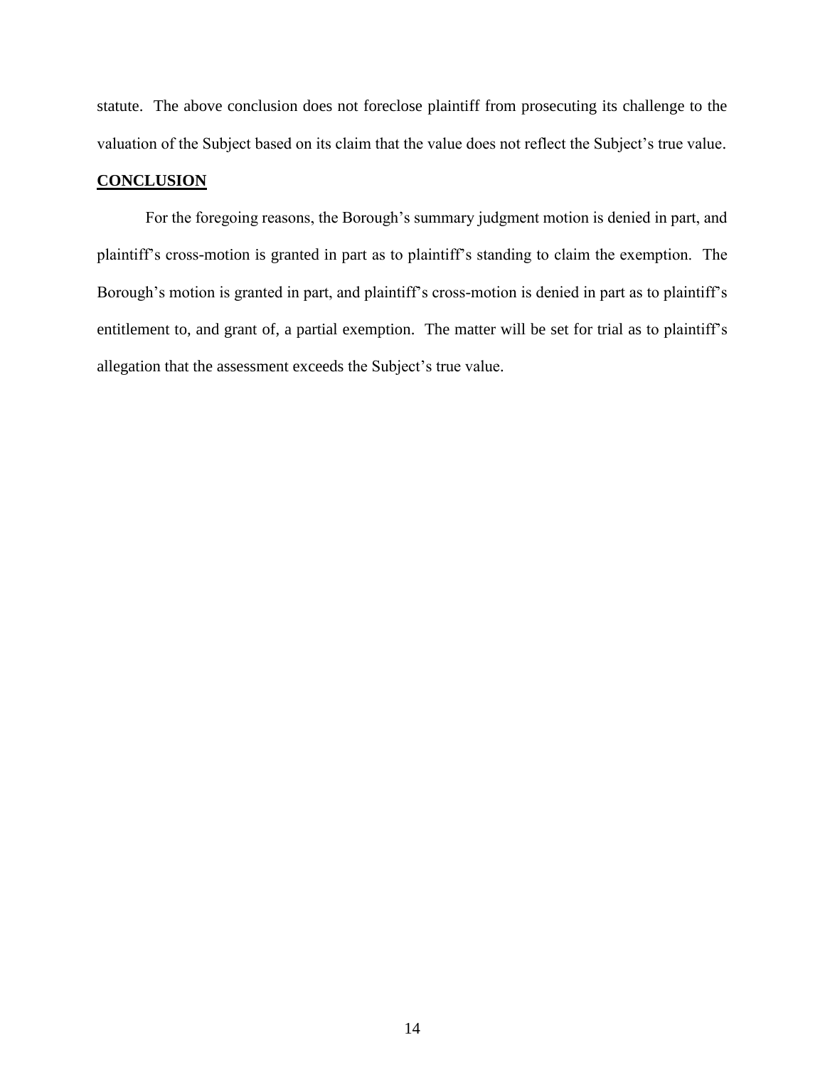statute. The above conclusion does not foreclose plaintiff from prosecuting its challenge to the valuation of the Subject based on its claim that the value does not reflect the Subject's true value.

**CONCLUSION**

For the foregoing reasons, the Borough's summary judgment motion is denied in part, and plaintiff's cross-motion is granted in part as to plaintiff's standing to claim the exemption. The Borough's motion is granted in part, and plaintiff's cross-motion is denied in part as to plaintiff's entitlement to, and grant of, a partial exemption. The matter will be set for trial as to plaintiff's allegation that the assessment exceeds the Subject's true value.